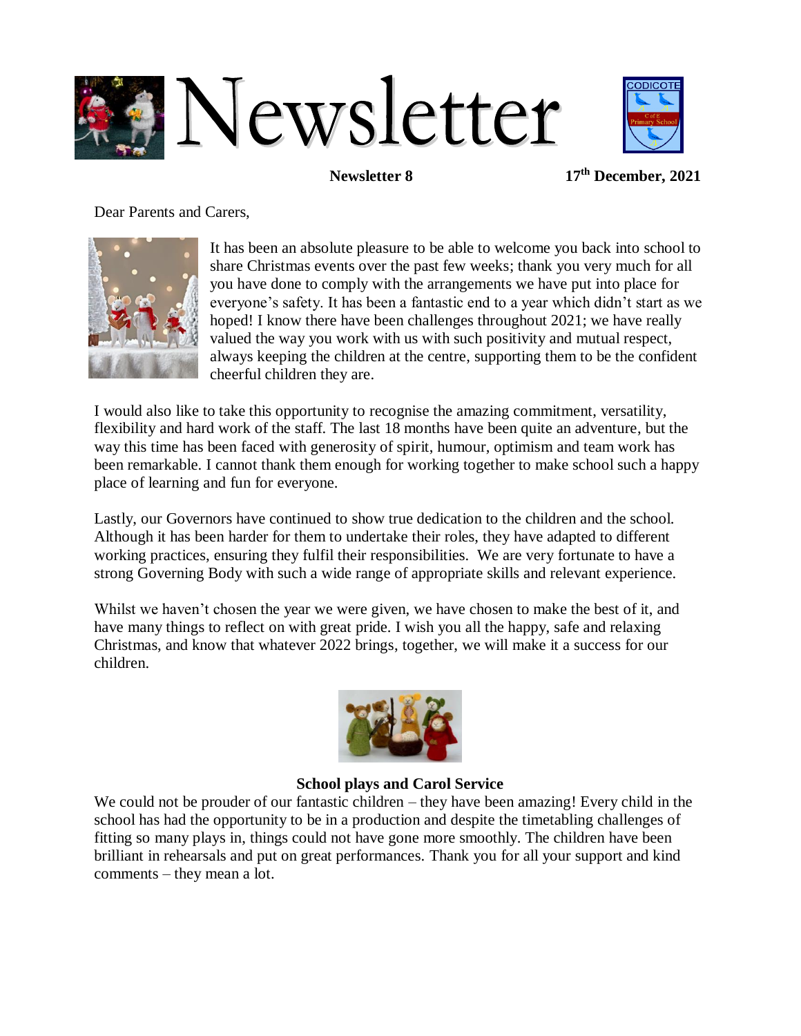# Newsletter

**Newsletter 8** **17th December, 2021**

Dear Parents and Carers,

It has been an absolute pleasure to be able to welcome you back into school to share Christmas events over the past few weeks; thank you very much for all you have done to comply with the arrangements we have put into place for everyone's safety. It has been a fantastic end to a year which didn't start as we hoped! I know there have been challenges throughout 2021; we have really valued the way you work with us with such positivity and mutual respect, always keeping the children at the centre, supporting them to be the confident cheerful children they are.

I would also like to take this opportunity to recognise the amazing commitment, versatility, flexibility and hard work of the staff. The last 18 months have been quite an adventure, but the way this time has been faced with generosity of spirit, humour, optimism and team work has been remarkable. I cannot thank them enough for working together to make school such a happy place of learning and fun for everyone.

Lastly, our Governors have continued to show true dedication to the children and the school. Although it has been harder for them to undertake their roles, they have adapted to different working practices, ensuring they fulfil their responsibilities. We are very fortunate to have a strong Governing Body with such a wide range of appropriate skills and relevant experience.

Whilst we haven't chosen the year we were given, we have chosen to make the best of it, and have many things to reflect on with great pride. I wish you all the happy, safe and relaxing Christmas, and know that whatever 2022 brings, together, we will make it a success for our children.

### School plays and Carol Service

We could not be prouder of our fantastic children – they have been amazing! Every child in the school has had the opportunity to be in a production and despite the timetabling challenges of fitting so many plays in, things could not have gone more smoothly. The children have been brilliant in rehearsals and put on great performances. Thank you for all your support and kind comments – they mean a lot.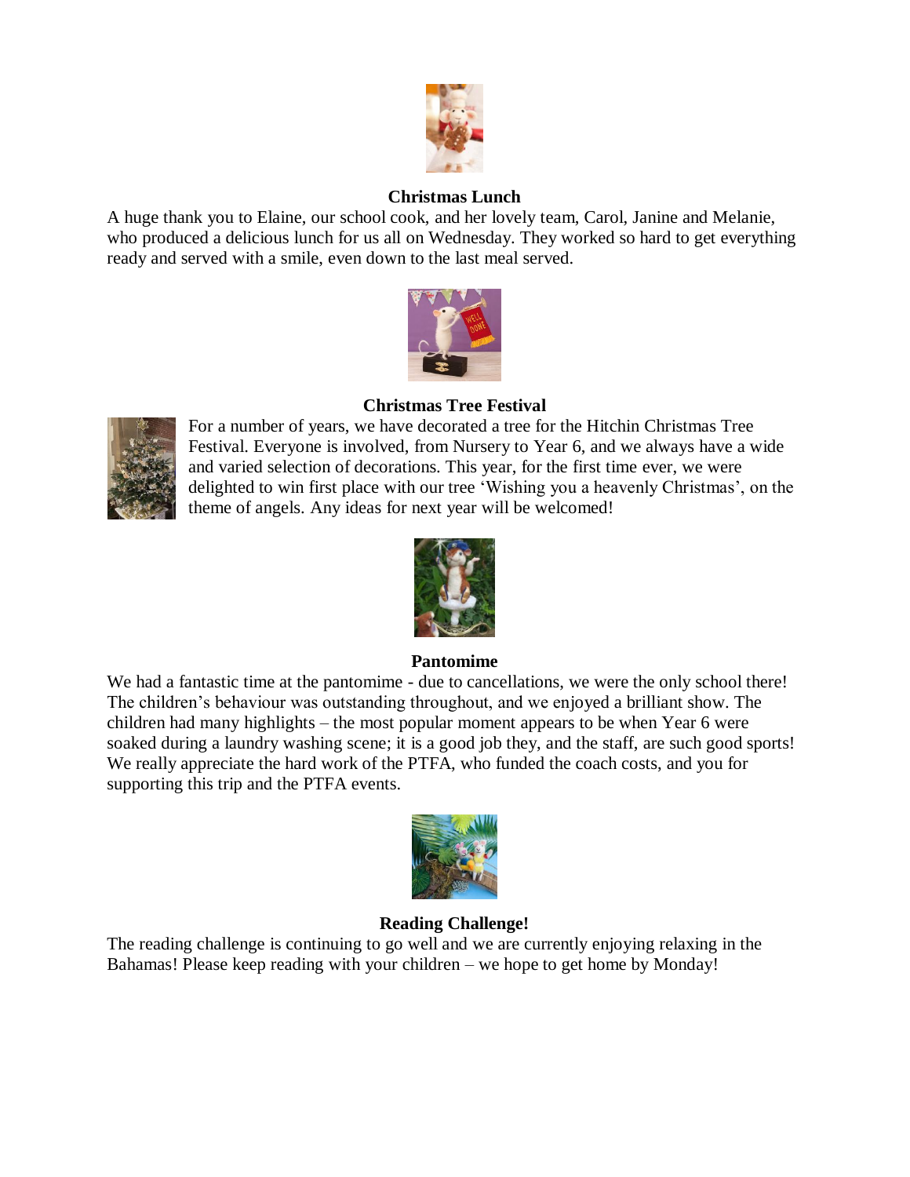## Christmas Lunch

A huge thank you to Elaine, our school cook, and her lovely team, Carol, Janine and Melanie, who produced a delicious lunch for us all on Wednesday. They worked so hard to get everything ready and served with a smile, even down to the last meal served.

## Christmas Tree Festival

For a number of years, we have decorated a tree for the Hitchin Christmas Tree Festival. Everyone is involved, from Nursery to Year 6, and we always have a wide and varied selection of decorations. This year, for the first time ever, we were delighted to win first place with our tree 'Wishing you a heavenly Christmas', on the theme of angels. Any ideas for next year will be welcomed!

## Pantomime

We had a fantastic time at the pantomime - due to cancellations, we were the only school there! The children's behaviour was outstanding throughout, and we enjoyed a brilliant show. The children had many highlights – the most popular moment appears to be when Year 6 were soaked during a laundry washing scene; it is a good job they, and the staff, are such good sports! We really appreciate the hard work of the PTFA, who funded the coach costs, and you for supporting this trip and the PTFA events.

## Reading Challenge!

The reading challenge is continuing to go well and we are currently enjoying relaxing in the Bahamas! Please keep reading with your children – we hope to get home by Monday!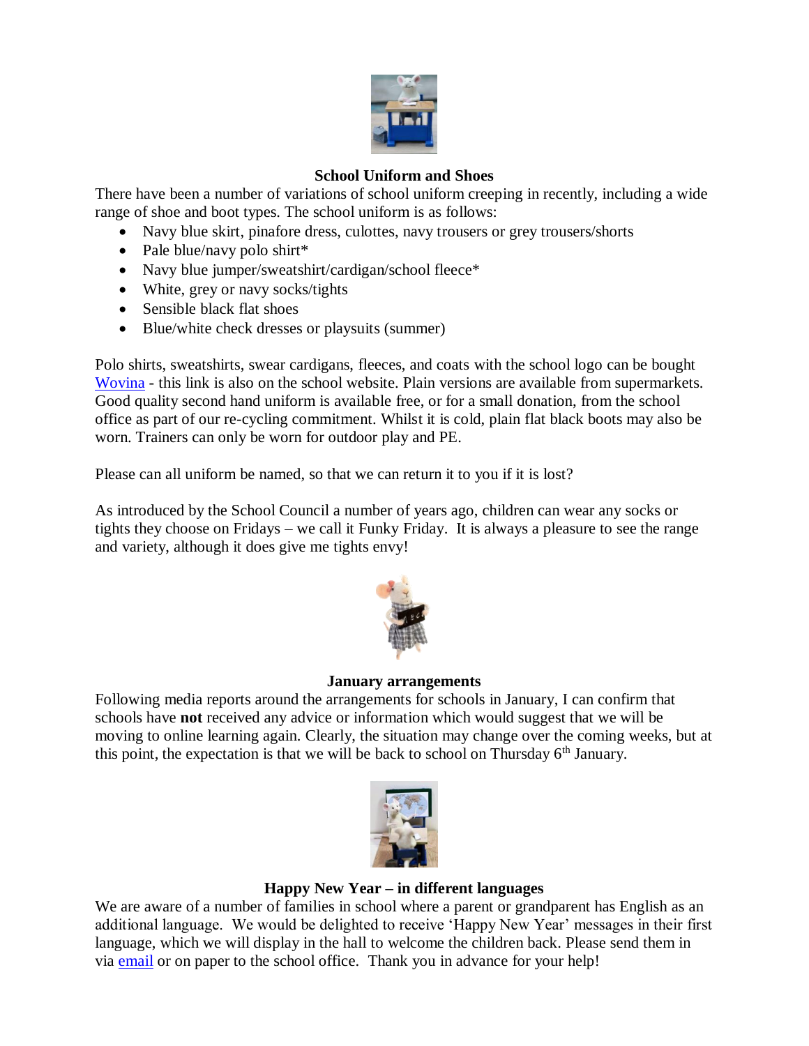### School Uniform and Shoes

There have been a number of variations of school uniform creeping in recently, including a wide range of shoe and boot types. The school uniform is as follows:

- Navy blue skirt, pinafore dress, culottes, navy trousers or grey trousers/shorts
- Pale blue/navy polo shirt*
- Navy blue jumper/sweatshirt/cardigan/school fleece*
- White, grey or navy socks/tights
- Sensible black flat shoes
- Blue/white check dresses or playsuits (summer)

Polo shirts, sweatshirts, swear cardigans, fleeces, and coats with the school logo can be bought Wovina - this link is also on the school website. Plain versions are available from supermarkets. Good quality second hand uniform is available free, or for a small donation, from the school office as part of our re-cycling commitment. Whilst it is cold, plain flat black boots may also be worn. Trainers can only be worn for outdoor play and PE.

Please can all uniform be named, so that we can return it to you if it is lost?

As introduced by the School Council a number of years ago, children can wear any socks or tights they choose on Fridays – we call it Funky Friday. It is always a pleasure to see the range and variety, although it does give me tights envy!

### January arrangements

Following media reports around the arrangements for schools in January, I can confirm that schools have **not** received any advice or information which would suggest that we will be moving to online learning again. Clearly, the situation may change over the coming weeks, but at this point, the expectation is that we will be back to school on Thursday 6th January.

### Happy New Year – in different languages

We are aware of a number of families in school where a parent or grandparent has English as an additional language. We would be delighted to receive 'Happy New Year' messages in their first language, which we will display in the hall to welcome the children back. Please send them in via email or on paper to the school office. Thank you in advance for your help!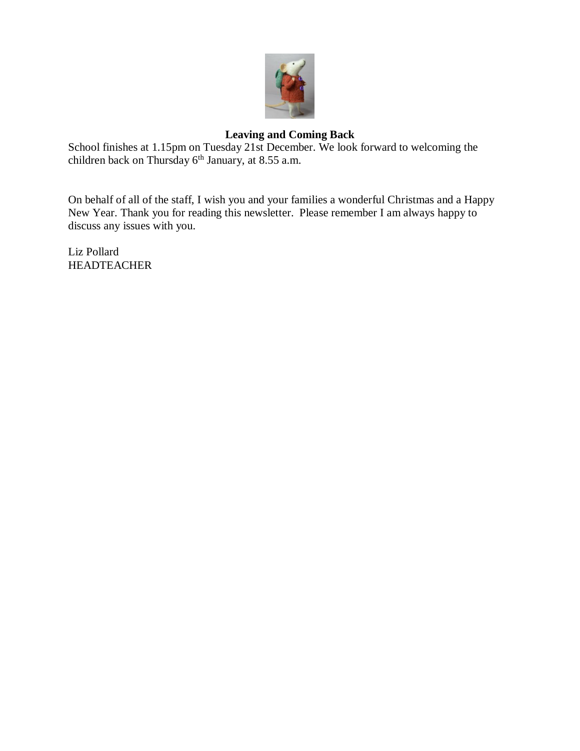**Leaving and Coming Back**

School finishes at 1.15pm on Tuesday 21st December. We look forward to welcoming the children back on Thursday 6th January, at 8.55 a.m.

On behalf of all of the staff, I wish you and your families a wonderful Christmas and a Happy New Year. Thank you for reading this newsletter. Please remember I am always happy to discuss any issues with you.

Liz Pollard
HEADTEACHER